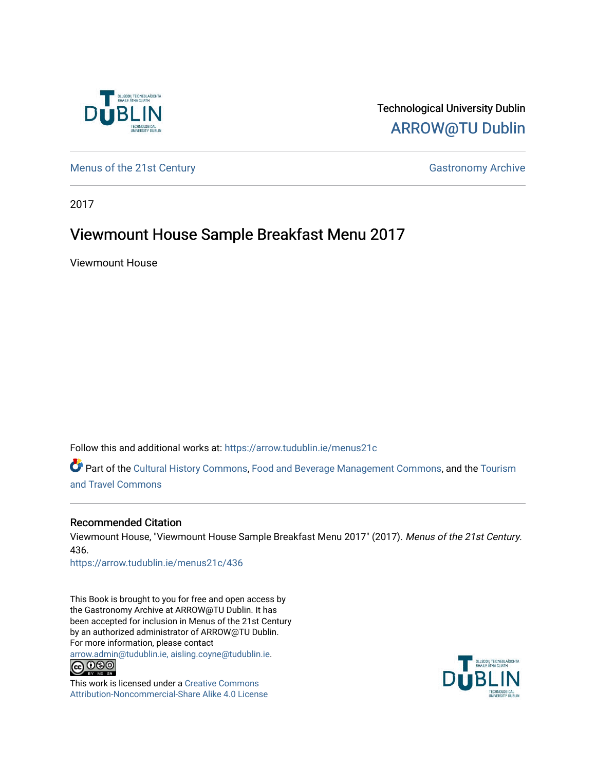Technological University Dublin
ARROW@TU Dublin

Menus of the 21st Century

Gastronomy Archive

2017

# Viewmount House Sample Breakfast Menu 2017

Viewmount House

Follow this and additional works at: https://arrow.tudublin.ie/menus21c

Part of the Cultural History Commons, Food and Beverage Management Commons, and the Tourism and Travel Commons

## Recommended Citation

Viewmount House, "Viewmount House Sample Breakfast Menu 2017" (2017). *Menus of the 21st Century*. 436.
https://arrow.tudublin.ie/menus21c/436

This Book is brought to you for free and open access by the Gastronomy Archive at ARROW@TU Dublin. It has been accepted for inclusion in Menus of the 21st Century by an authorized administrator of ARROW@TU Dublin. For more information, please contact arrow.admin@tudublin.ie, aisling.coyne@tudublin.ie.

This work is licensed under a Creative Commons Attribution-Noncommercial-Share Alike 4.0 License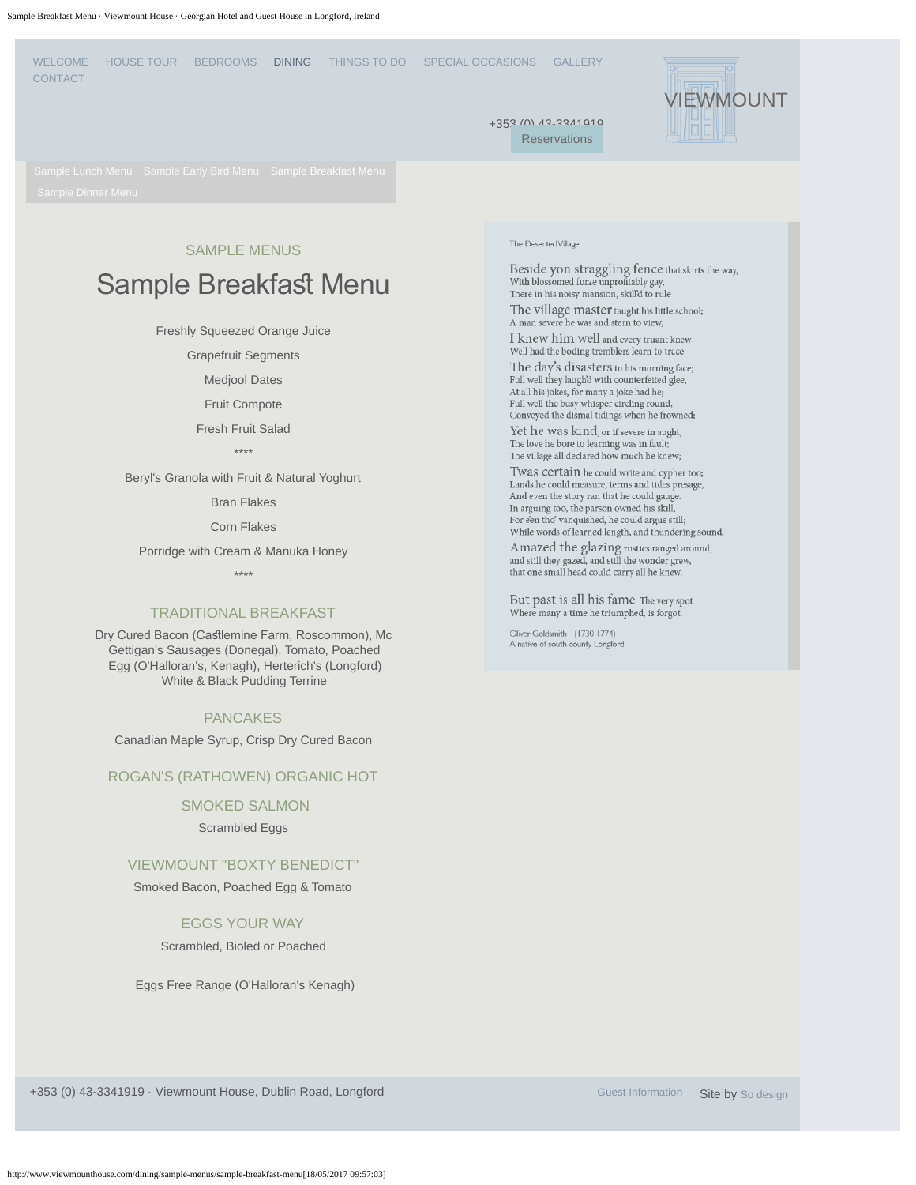WELCOME HOUSE TOUR BEDROOMS DINING THINGS TO DO SPECIAL OCCASIONS GALLERY CONTACT

VIEWMOUNT

+353 (0) 43-3341919

Reservations

Sample Lunch Menu Sample Early Bird Menu Sample Breakfast Menu Sample Dinner Menu

SAMPLE MENUS

# Sample Breakfast Menu

Freshly Squeezed Orange Juice

Grapefruit Segments

Medjool Dates

Fruit Compote

Fresh Fruit Salad

****

Beryl's Granola with Fruit & Natural Yoghurt

Bran Flakes

Corn Flakes

Porridge with Cream & Manuka Honey

****

## TRADITIONAL BREAKFAST

Dry Cured Bacon (Castlemine Farm, Roscommon), Mc Gettigan's Sausages (Donegal), Tomato, Poached Egg (O'Halloran's, Kenagh), Herterich's (Longford) White & Black Pudding Terrine

## PANCAKES

Canadian Maple Syrup, Crisp Dry Cured Bacon

## ROGAN'S (RATHOWEN) ORGANIC HOT

## SMOKED SALMON

Scrambled Eggs

## VIEWMOUNT "BOXTY BENEDICT"

Smoked Bacon, Poached Egg & Tomato

## EGGS YOUR WAY

Scrambled, Bioled or Poached

Eggs Free Range (O'Halloran's Kenagh)

The Deserted Village

Beside yon straggling fence that skirts the way,
With blossomed furze unprofitably gay,
There in his noisy mansion, skill'd to rule
The village master taught his little school;
A man severe he was and stern to view,
I knew him well and every truant knew;
Well had the boding tremblers learn to trace
The day's disasters in his morning face;
Full well they laugh'd with counterfeited glee,
At all his jokes, for many a joke had he;
Full well the busy whisper circling round,
Conveyed the dismal tidings when he frowned;
Yet he was kind, or if severe in aught,
The love he bore to learning was in fault;
The village all declared how much he knew;
Twas certain he could write and cypher too;
Lands he could measure, terms and tides presage,
And even the story ran that he could gauge.
In arguing too, the parson owned his skill,
For e'en tho' vanquished, he could argue still;
While words of learned length, and thundering sound,
Amazed the glazing rustics ranged around,
and still they gazed, and still the wonder grew,
that one small head could carry all he knew.

But past is all his fame. The very spot
Where many a time he triumphed, is forgot.

Oliver Goldsmith (1730 1774)
A native of south county Longford

+353 (0) 43-3341919 · Viewmount House, Dublin Road, Longford

Guest Information Site by So design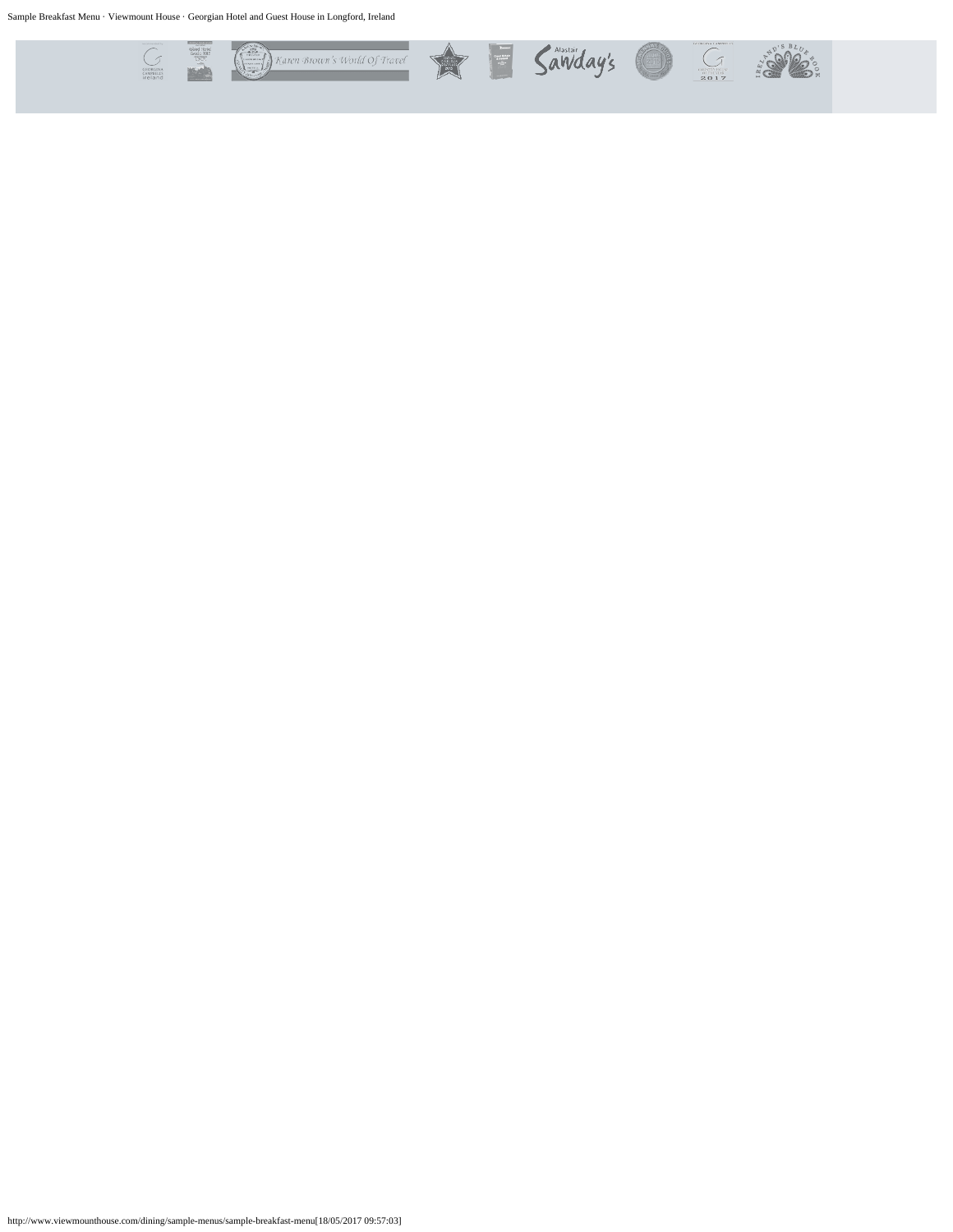Karen Brown's World Of Travel

Alastair Sawday's

Ireland's Blue Book